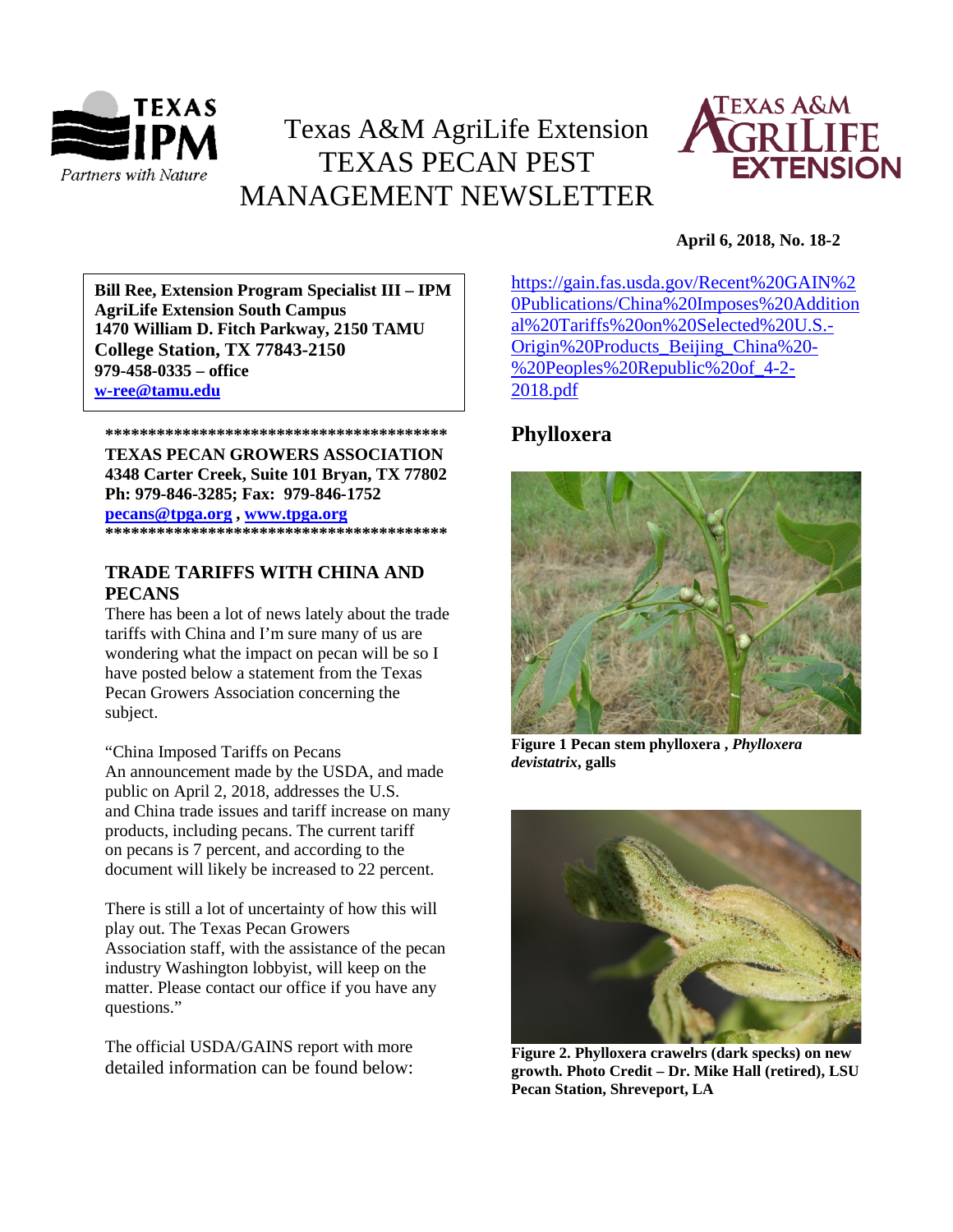Texas A&M AgriLife Extension
# TEXAS PECAN PEST MANAGEMENT NEWSLETTER

**April 6, 2018, No. 18-2**

**Bill Ree, Extension Program Specialist III – IPM**
**AgriLife Extension South Campus**
**1470 William D. Fitch Parkway, 2150 TAMU**
**College Station, TX 77843-2150**
**979-458-0335 – office**
**w-ree@tamu.edu**

**\*\*\*\*\*\*\*\*\*\*\*\*\*\*\*\*\*\*\*\*\*\*\*\*\*\*\*\*\*\*\*\*\*\*\*\*\*\*\*\*\***
**TEXAS PECAN GROWERS ASSOCIATION**
**4348 Carter Creek, Suite 101 Bryan, TX 77802**
**Ph: 979-846-3285; Fax: 979-846-1752**
**pecans@tpga.org , www.tpga.org**
**\*\*\*\*\*\*\*\*\*\*\*\*\*\*\*\*\*\*\*\*\*\*\*\*\*\*\*\*\*\*\*\*\*\*\*\*\*\*\*\*\***

## TRADE TARIFFS WITH CHINA AND PECANS

There has been a lot of news lately about the trade tariffs with China and I'm sure many of us are wondering what the impact on pecan will be so I have posted below a statement from the Texas Pecan Growers Association concerning the subject.

"China Imposed Tariffs on Pecans
An announcement made by the USDA, and made public on April 2, 2018, addresses the U.S. and China trade issues and tariff increase on many products, including pecans. The current tariff on pecans is 7 percent, and according to the document will likely be increased to 22 percent.

There is still a lot of uncertainty of how this will play out. The Texas Pecan Growers Association staff, with the assistance of the pecan industry Washington lobbyist, will keep on the matter. Please contact our office if you have any questions."

The official USDA/GAINS report with more detailed information can be found below:

https://gain.fas.usda.gov/Recent%20GAIN%20Publications/China%20Imposes%20Additional%20Tariffs%20on%20Selected%20U.S.-Origin%20Products_Beijing_China%20-%20Peoples%20Republic%20of_4-2-2018.pdf

## Phylloxera

**Figure 1 Pecan stem phylloxera , *Phylloxera devistatrix*, galls**

**Figure 2. Phylloxera crawelrs (dark specks) on new growth. Photo Credit – Dr. Mike Hall (retired), LSU Pecan Station, Shreveport, LA**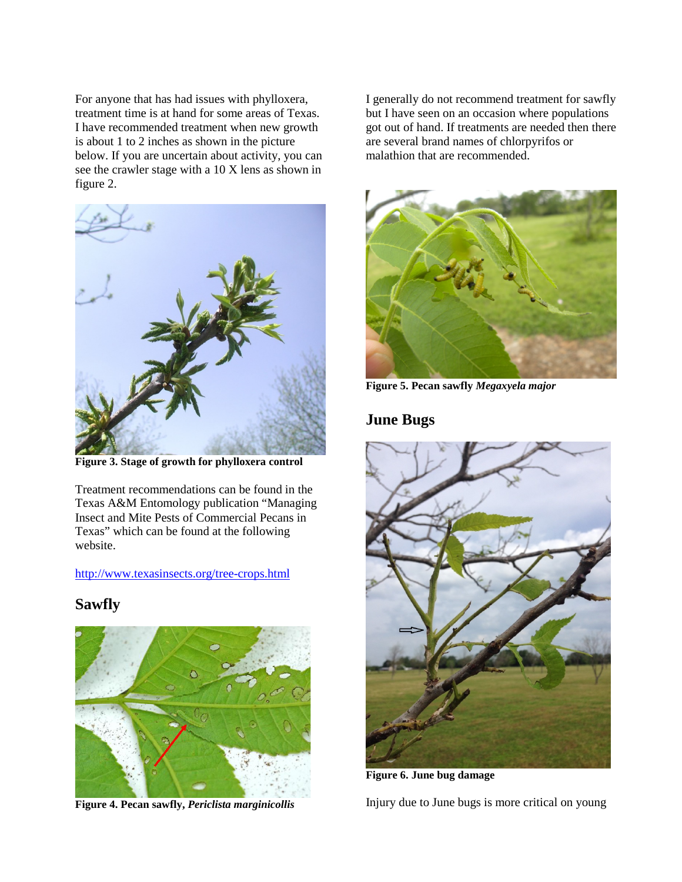For anyone that has had issues with phylloxera, treatment time is at hand for some areas of Texas. I have recommended treatment when new growth is about 1 to 2 inches as shown in the picture below. If you are uncertain about activity, you can see the crawler stage with a 10 X lens as shown in figure 2.

**Figure 3. Stage of growth for phylloxera control**

Treatment recommendations can be found in the Texas A&M Entomology publication "Managing Insect and Mite Pests of Commercial Pecans in Texas" which can be found at the following website.

http://www.texasinsects.org/tree-crops.html

## Sawfly

**Figure 4. Pecan sawfly, *Periclista marginicollis***

I generally do not recommend treatment for sawfly but I have seen on an occasion where populations got out of hand. If treatments are needed then there are several brand names of chlorpyrifos or malathion that are recommended.

**Figure 5. Pecan sawfly *Megaxyela major***

## June Bugs

**Figure 6. June bug damage**

Injury due to June bugs is more critical on young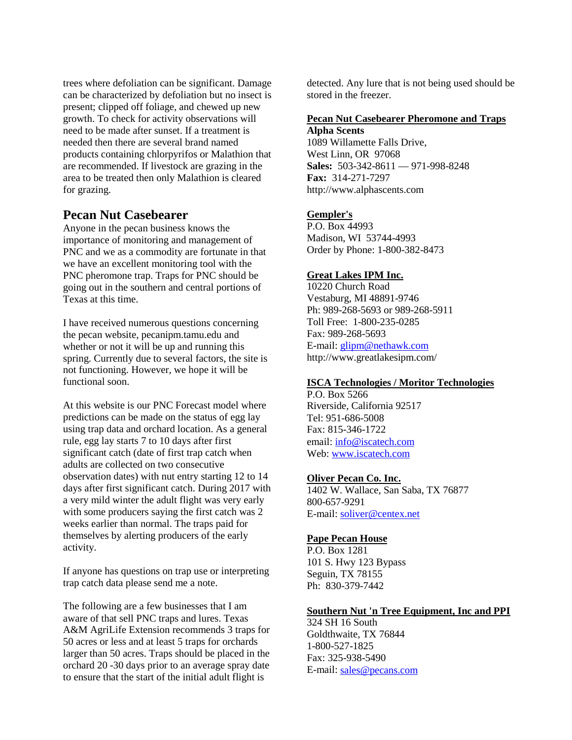trees where defoliation can be significant. Damage can be characterized by defoliation but no insect is present; clipped off foliage, and chewed up new growth. To check for activity observations will need to be made after sunset. If a treatment is needed then there are several brand named products containing chlorpyrifos or Malathion that are recommended. If livestock are grazing in the area to be treated then only Malathion is cleared for grazing.

## Pecan Nut Casebearer

Anyone in the pecan business knows the importance of monitoring and management of PNC and we as a commodity are fortunate in that we have an excellent monitoring tool with the PNC pheromone trap. Traps for PNC should be going out in the southern and central portions of Texas at this time.

I have received numerous questions concerning the pecan website, pecanipm.tamu.edu and whether or not it will be up and running this spring. Currently due to several factors, the site is not functioning. However, we hope it will be functional soon.

At this website is our PNC Forecast model where predictions can be made on the status of egg lay using trap data and orchard location. As a general rule, egg lay starts 7 to 10 days after first significant catch (date of first trap catch when adults are collected on two consecutive observation dates) with nut entry starting 12 to 14 days after first significant catch. During 2017 with a very mild winter the adult flight was very early with some producers saying the first catch was 2 weeks earlier than normal. The traps paid for themselves by alerting producers of the early activity.

If anyone has questions on trap use or interpreting trap catch data please send me a note.

The following are a few businesses that I am aware of that sell PNC traps and lures. Texas A&M AgriLife Extension recommends 3 traps for 50 acres or less and at least 5 traps for orchards larger than 50 acres. Traps should be placed in the orchard 20 -30 days prior to an average spray date to ensure that the start of the initial adult flight is detected. Any lure that is not being used should be stored in the freezer.

**Pecan Nut Casebearer Pheromone and Traps**

**Alpha Scents**
1089 Willamette Falls Drive,
West Linn, OR 97068
**Sales:** 503-342-8611 — 971-998-8248
**Fax:** 314-271-7297
http://www.alphascents.com

**Gempler's**
P.O. Box 44993
Madison, WI 53744-4993
Order by Phone: 1-800-382-8473

**Great Lakes IPM Inc.**
10220 Church Road
Vestaburg, MI 48891-9746
Ph: 989-268-5693 or 989-268-5911
Toll Free: 1-800-235-0285
Fax: 989-268-5693
E-mail: glipm@nethawk.com
http://www.greatlakesipm.com/

**ISCA Technologies / Moritor Technologies**
P.O. Box 5266
Riverside, California 92517
Tel: 951-686-5008
Fax: 815-346-1722
email: info@iscatech.com
Web: www.iscatech.com

**Oliver Pecan Co. Inc.**
1402 W. Wallace, San Saba, TX 76877
800-657-9291
E-mail: soliver@centex.net

**Pape Pecan House**
P.O. Box 1281
101 S. Hwy 123 Bypass
Seguin, TX 78155
Ph: 830-379-7442

**Southern Nut 'n Tree Equipment, Inc and PPI**
324 SH 16 South
Goldthwaite, TX 76844
1-800-527-1825
Fax: 325-938-5490
E-mail: sales@pecans.com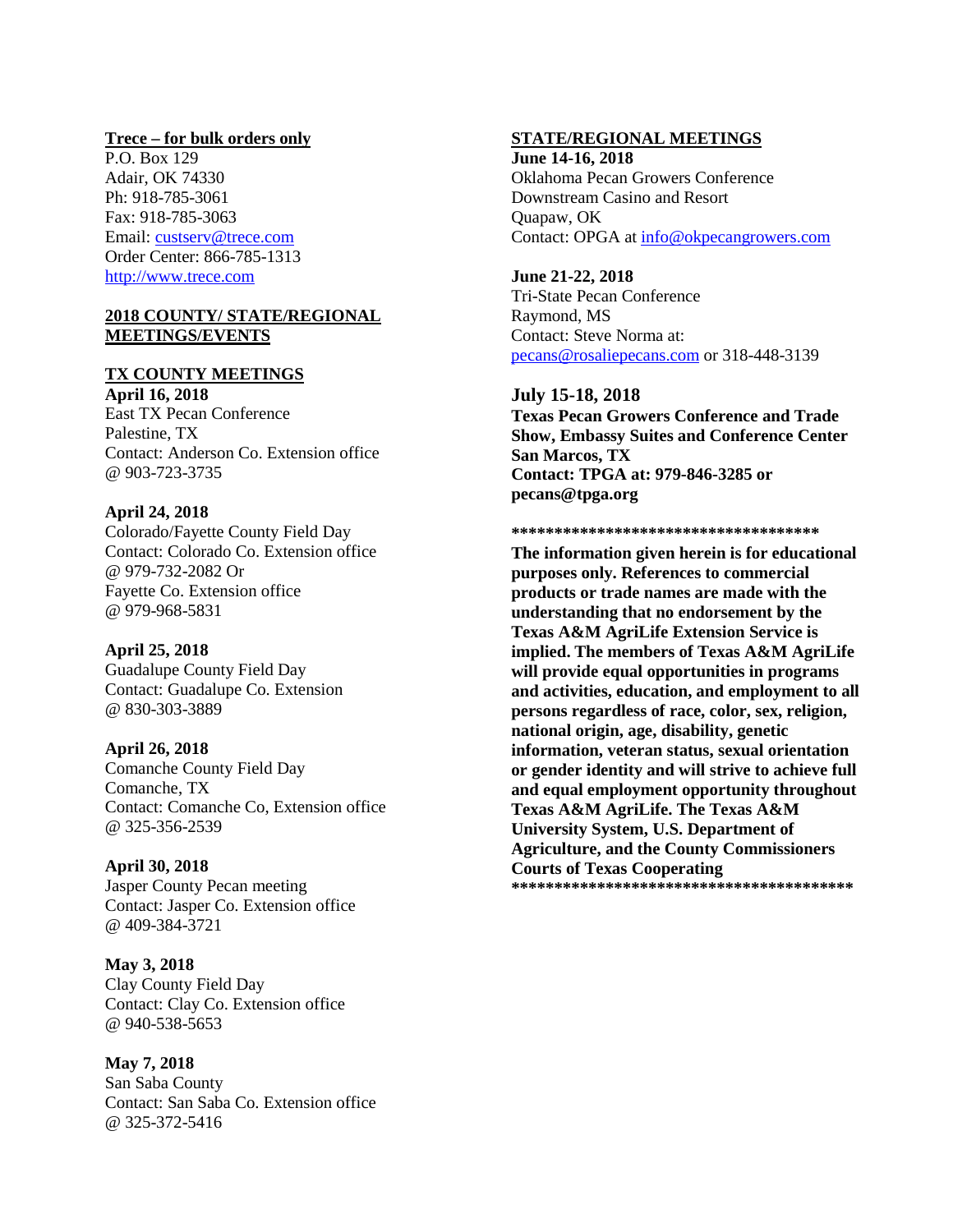**Trece – for bulk orders only**
P.O. Box 129
Adair, OK 74330
Ph: 918-785-3061
Fax: 918-785-3063
Email: custserv@trece.com
Order Center: 866-785-1313
http://www.trece.com

## 2018 COUNTY/ STATE/REGIONAL MEETINGS/EVENTS

### TX COUNTY MEETINGS

**April 16, 2018**
East TX Pecan Conference
Palestine, TX
Contact: Anderson Co. Extension office @ 903-723-3735

**April 24, 2018**
Colorado/Fayette County Field Day
Contact: Colorado Co. Extension office @ 979-732-2082 Or
Fayette Co. Extension office @ 979-968-5831

**April 25, 2018**
Guadalupe County Field Day
Contact: Guadalupe Co. Extension @ 830-303-3889

**April 26, 2018**
Comanche County Field Day
Comanche, TX
Contact: Comanche Co, Extension office @ 325-356-2539

**April 30, 2018**
Jasper County Pecan meeting
Contact: Jasper Co. Extension office @ 409-384-3721

**May 3, 2018**
Clay County Field Day
Contact: Clay Co. Extension office @ 940-538-5653

**May 7, 2018**
San Saba County
Contact: San Saba Co. Extension office @ 325-372-5416

### STATE/REGIONAL MEETINGS

**June 14-16, 2018**
Oklahoma Pecan Growers Conference
Downstream Casino and Resort
Quapaw, OK
Contact: OPGA at info@okpecangrowers.com

**June 21-22, 2018**
Tri-State Pecan Conference
Raymond, MS
Contact: Steve Norma at: pecans@rosaliepecans.com or 318-448-3139

**July 15-18, 2018**
**Texas Pecan Growers Conference and Trade Show, Embassy Suites and Conference Center**
**San Marcos, TX**
**Contact: TPGA at: 979-846-3285 or pecans@tpga.org**

**************************************

**The information given herein is for educational purposes only. References to commercial products or trade names are made with the understanding that no endorsement by the Texas A&M AgriLife Extension Service is implied. The members of Texas A&M AgriLife will provide equal opportunities in programs and activities, education, and employment to all persons regardless of race, color, sex, religion, national origin, age, disability, genetic information, veteran status, sexual orientation or gender identity and will strive to achieve full and equal employment opportunity throughout Texas A&M AgriLife. The Texas A&M University System, U.S. Department of Agriculture, and the County Commissioners Courts of Texas Cooperating**

*******************************************